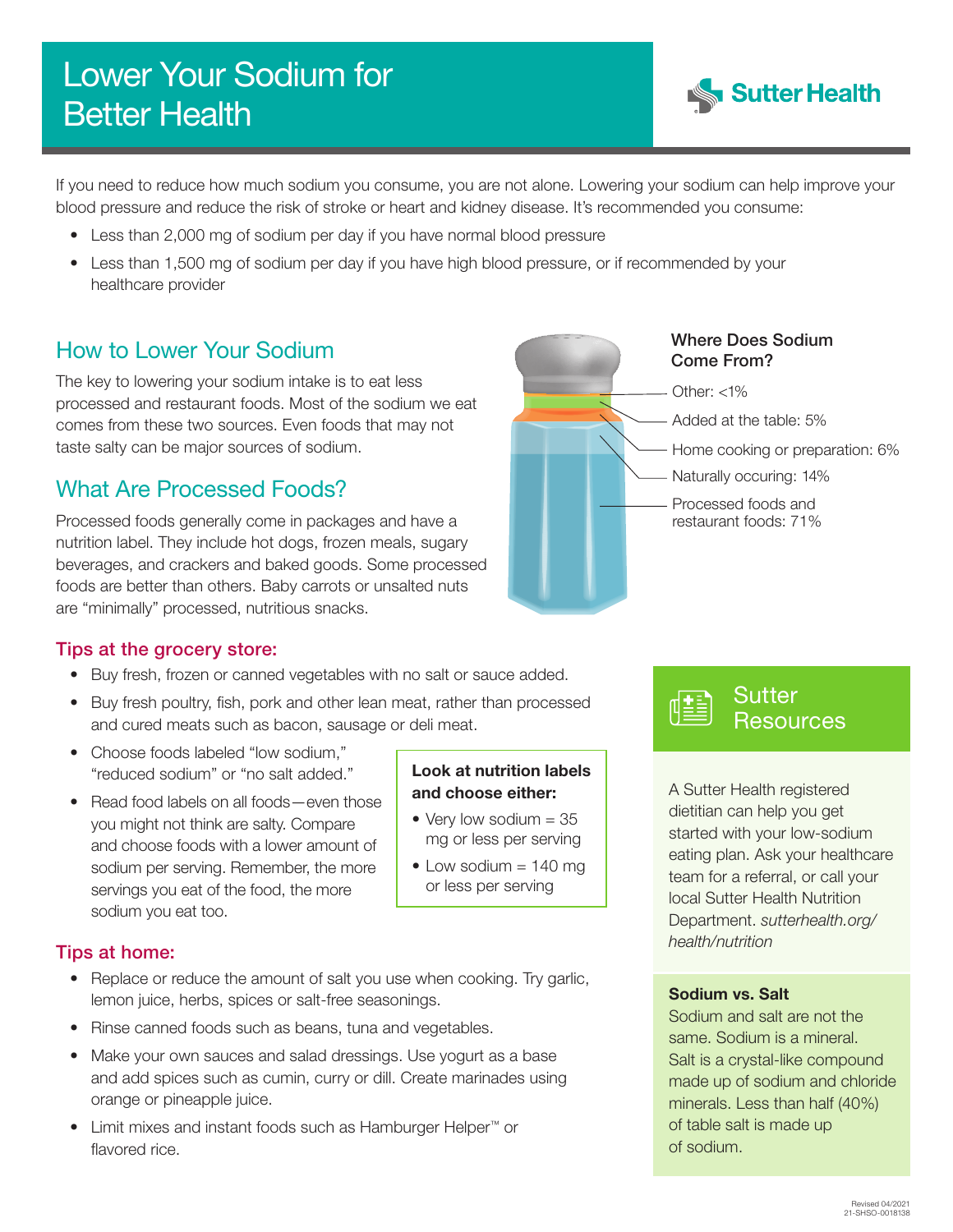# Lower Your Sodium for Better Health

Sutter Health

If you need to reduce how much sodium you consume, you are not alone. Lowering your sodium can help improve your blood pressure and reduce the risk of stroke or heart and kidney disease. It's recommended you consume:

- Less than 2,000 mg of sodium per day if you have normal blood pressure
- Less than 1,500 mg of sodium per day if you have high blood pressure, or if recommended by your healthcare provider

## How to Lower Your Sodium

The key to lowering your sodium intake is to eat less processed and restaurant foods. Most of the sodium we eat comes from these two sources. Even foods that may not taste salty can be major sources of sodium.

## What Are Processed Foods?

Processed foods generally come in packages and have a nutrition label. They include hot dogs, frozen meals, sugary beverages, and crackers and baked goods. Some processed foods are better than others. Baby carrots or unsalted nuts are "minimally" processed, nutritious snacks.

**Where Does Sodium Come From?**

- Other: <1%
- Added at the table: 5%
- Home cooking or preparation: 6%
- Naturally occuring: 14%
- Processed foods and restaurant foods: 71%

### Tips at the grocery store:

- Buy fresh, frozen or canned vegetables with no salt or sauce added.
- Buy fresh poultry, fish, pork and other lean meat, rather than processed and cured meats such as bacon, sausage or deli meat.
- Choose foods labeled "low sodium," "reduced sodium" or "no salt added."
- Read food labels on all foods—even those you might not think are salty. Compare and choose foods with a lower amount of sodium per serving. Remember, the more servings you eat of the food, the more sodium you eat too.

**Look at nutrition labels and choose either:**

- Very low sodium = 35 mg or less per serving
- Low sodium = 140 mg or less per serving

### Tips at home:

- Replace or reduce the amount of salt you use when cooking. Try garlic, lemon juice, herbs, spices or salt-free seasonings.
- Rinse canned foods such as beans, tuna and vegetables.
- Make your own sauces and salad dressings. Use yogurt as a base and add spices such as cumin, curry or dill. Create marinades using orange or pineapple juice.
- Limit mixes and instant foods such as Hamburger Helper™ or flavored rice.

## Sutter Resources

A Sutter Health registered dietitian can help you get started with your low-sodium eating plan. Ask your healthcare team for a referral, or call your local Sutter Health Nutrition Department. *sutterhealth.org/health/nutrition*

**Sodium vs. Salt**

Sodium and salt are not the same. Sodium is a mineral. Salt is a crystal-like compound made up of sodium and chloride minerals. Less than half (40%) of table salt is made up of sodium.

Revised 04/2021
21-SHSO-0018138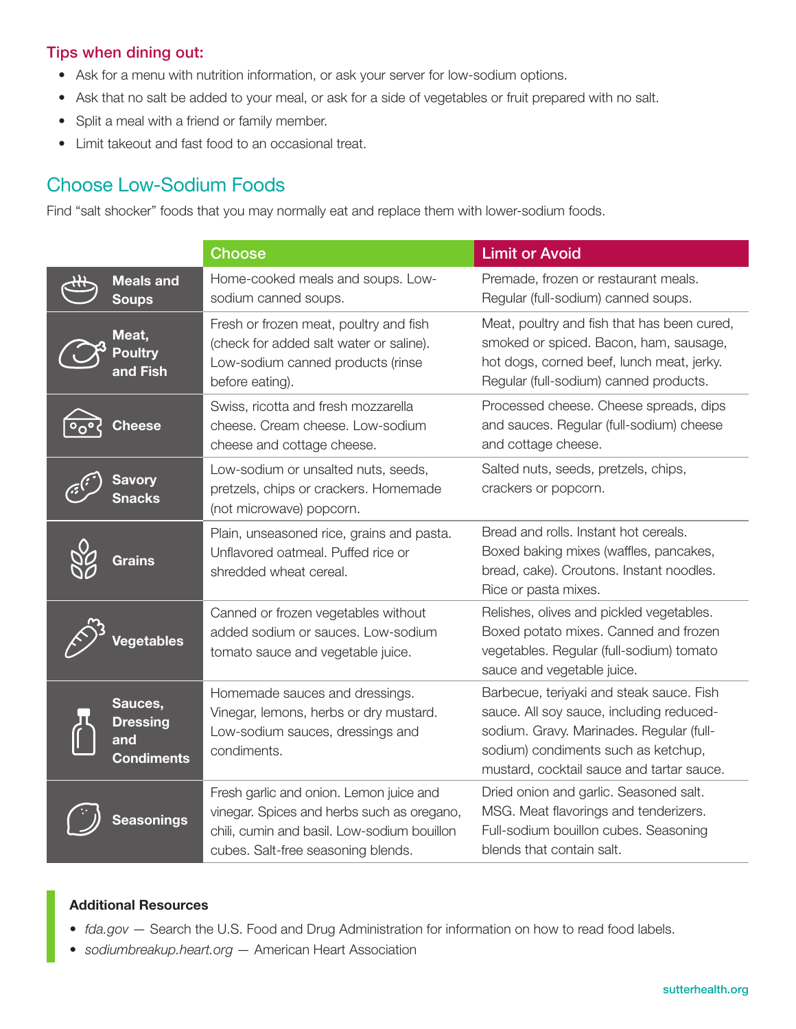### Tips when dining out:

- Ask for a menu with nutrition information, or ask your server for low-sodium options.
- Ask that no salt be added to your meal, or ask for a side of vegetables or fruit prepared with no salt.
- Split a meal with a friend or family member.
- Limit takeout and fast food to an occasional treat.

## Choose Low-Sodium Foods

Find "salt shocker" foods that you may normally eat and replace them with lower-sodium foods.

| | Choose | Limit or Avoid |
|---|---|---|
| **Meals and Soups** | Home-cooked meals and soups. Low-sodium canned soups. | Premade, frozen or restaurant meals. Regular (full-sodium) canned soups. |
| **Meat, Poultry and Fish** | Fresh or frozen meat, poultry and fish (check for added salt water or saline). Low-sodium canned products (rinse before eating). | Meat, poultry and fish that has been cured, smoked or spiced. Bacon, ham, sausage, hot dogs, corned beef, lunch meat, jerky. Regular (full-sodium) canned products. |
| **Cheese** | Swiss, ricotta and fresh mozzarella cheese. Cream cheese. Low-sodium cheese and cottage cheese. | Processed cheese. Cheese spreads, dips and sauces. Regular (full-sodium) cheese and cottage cheese. |
| **Savory Snacks** | Low-sodium or unsalted nuts, seeds, pretzels, chips or crackers. Homemade (not microwave) popcorn. | Salted nuts, seeds, pretzels, chips, crackers or popcorn. |
| **Grains** | Plain, unseasoned rice, grains and pasta. Unflavored oatmeal. Puffed rice or shredded wheat cereal. | Bread and rolls. Instant hot cereals. Boxed baking mixes (waffles, pancakes, bread, cake). Croutons. Instant noodles. Rice or pasta mixes. |
| **Vegetables** | Canned or frozen vegetables without added sodium or sauces. Low-sodium tomato sauce and vegetable juice. | Relishes, olives and pickled vegetables. Boxed potato mixes. Canned and frozen vegetables. Regular (full-sodium) tomato sauce and vegetable juice. |
| **Sauces, Dressing and Condiments** | Homemade sauces and dressings. Vinegar, lemons, herbs or dry mustard. Low-sodium sauces, dressings and condiments. | Barbecue, teriyaki and steak sauce. Fish sauce. All soy sauce, including reduced-sodium. Gravy. Marinades. Regular (full-sodium) condiments such as ketchup, mustard, cocktail sauce and tartar sauce. |
| **Seasonings** | Fresh garlic and onion. Lemon juice and vinegar. Spices and herbs such as oregano, chili, cumin and basil. Low-sodium bouillon cubes. Salt-free seasoning blends. | Dried onion and garlic. Seasoned salt. MSG. Meat flavorings and tenderizers. Full-sodium bouillon cubes. Seasoning blends that contain salt. |

**Additional Resources**

- *fda.gov* — Search the U.S. Food and Drug Administration for information on how to read food labels.
- *sodiumbreakup.heart.org* — American Heart Association

sutterhealth.org